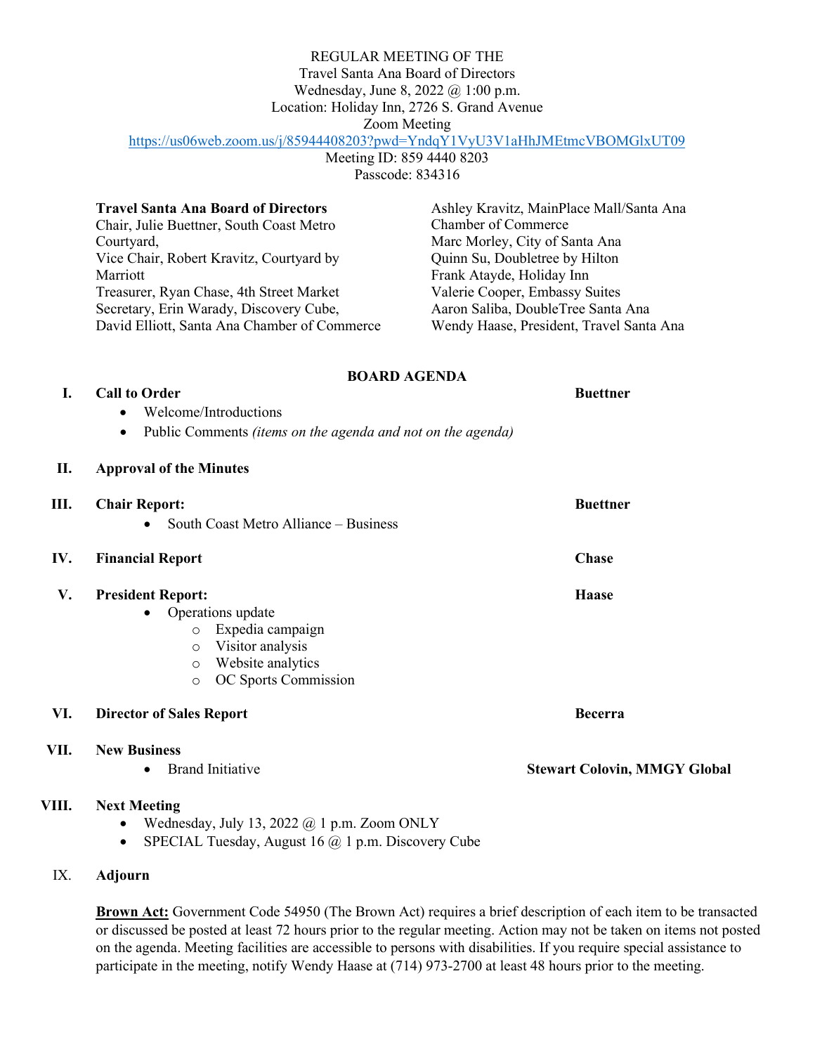REGULAR MEETING OF THE
Travel Santa Ana Board of Directors
Wednesday, June 8, 2022 @ 1:00 p.m.
Location: Holiday Inn, 2726 S. Grand Avenue
Zoom Meeting
https://us06web.zoom.us/j/85944408203?pwd=YndqY1VyU3V1aHhJMEtmcVBOMGlxUT09
Meeting ID: 859 4440 8203
Passcode: 834316

**Travel Santa Ana Board of Directors**
Chair, Julie Buettner, South Coast Metro Courtyard,
Vice Chair, Robert Kravitz, Courtyard by Marriott
Treasurer, Ryan Chase, 4th Street Market
Secretary, Erin Warady, Discovery Cube,
David Elliott, Santa Ana Chamber of Commerce
Ashley Kravitz, MainPlace Mall/Santa Ana Chamber of Commerce
Marc Morley, City of Santa Ana
Quinn Su, Doubletree by Hilton
Frank Atayde, Holiday Inn
Valerie Cooper, Embassy Suites
Aaron Saliba, DoubleTree Santa Ana
Wendy Haase, President, Travel Santa Ana

**BOARD AGENDA**

**I. Call to Order** — **Buettner**
- Welcome/Introductions
- Public Comments *(items on the agenda and not on the agenda)*

**II. Approval of the Minutes**

**III. Chair Report:** — **Buettner**
- South Coast Metro Alliance – Business

**IV. Financial Report** — **Chase**

**V. President Report:** — **Haase**
- Operations update
  - Expedia campaign
  - Visitor analysis
  - Website analytics
  - OC Sports Commission

**VI. Director of Sales Report** — **Becerra**

**VII. New Business**
- Brand Initiative — **Stewart Colovin, MMGY Global**

**VIII. Next Meeting**
- Wednesday, July 13, 2022 @ 1 p.m. Zoom ONLY
- SPECIAL Tuesday, August 16 @ 1 p.m. Discovery Cube

**IX. Adjourn**

**Brown Act:** Government Code 54950 (The Brown Act) requires a brief description of each item to be transacted or discussed be posted at least 72 hours prior to the regular meeting. Action may not be taken on items not posted on the agenda. Meeting facilities are accessible to persons with disabilities. If you require special assistance to participate in the meeting, notify Wendy Haase at (714) 973-2700 at least 48 hours prior to the meeting.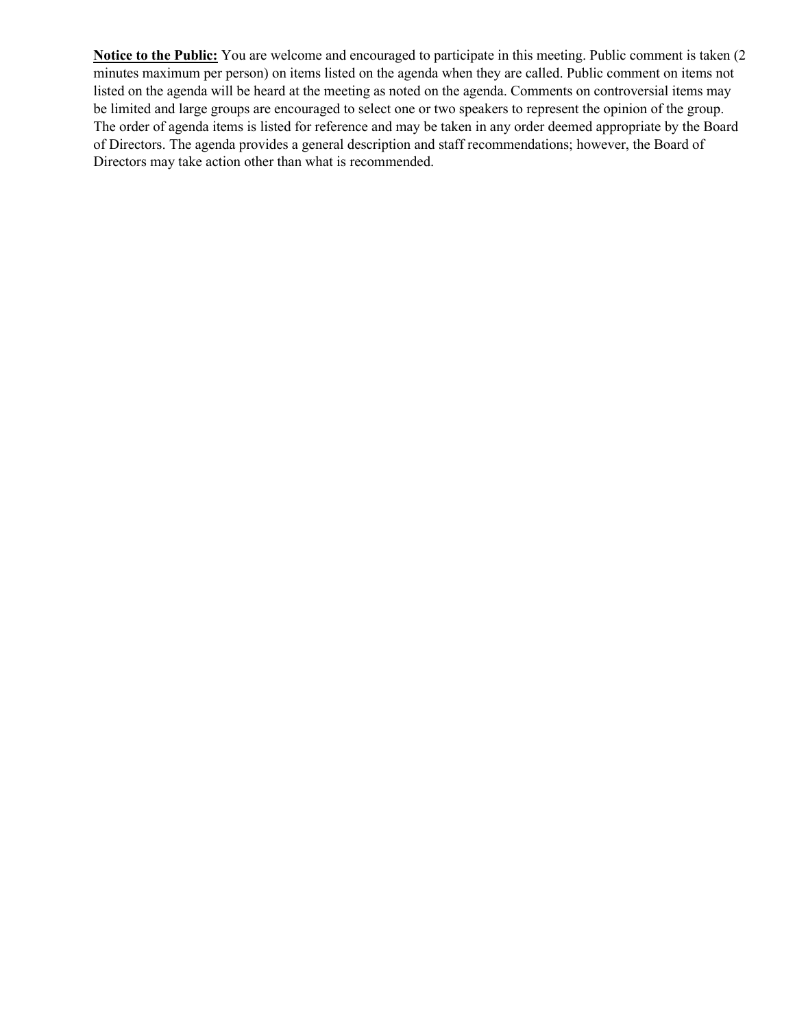**<u>Notice to the Public:</u>** You are welcome and encouraged to participate in this meeting. Public comment is taken (2 minutes maximum per person) on items listed on the agenda when they are called. Public comment on items not listed on the agenda will be heard at the meeting as noted on the agenda. Comments on controversial items may be limited and large groups are encouraged to select one or two speakers to represent the opinion of the group. The order of agenda items is listed for reference and may be taken in any order deemed appropriate by the Board of Directors. The agenda provides a general description and staff recommendations; however, the Board of Directors may take action other than what is recommended.